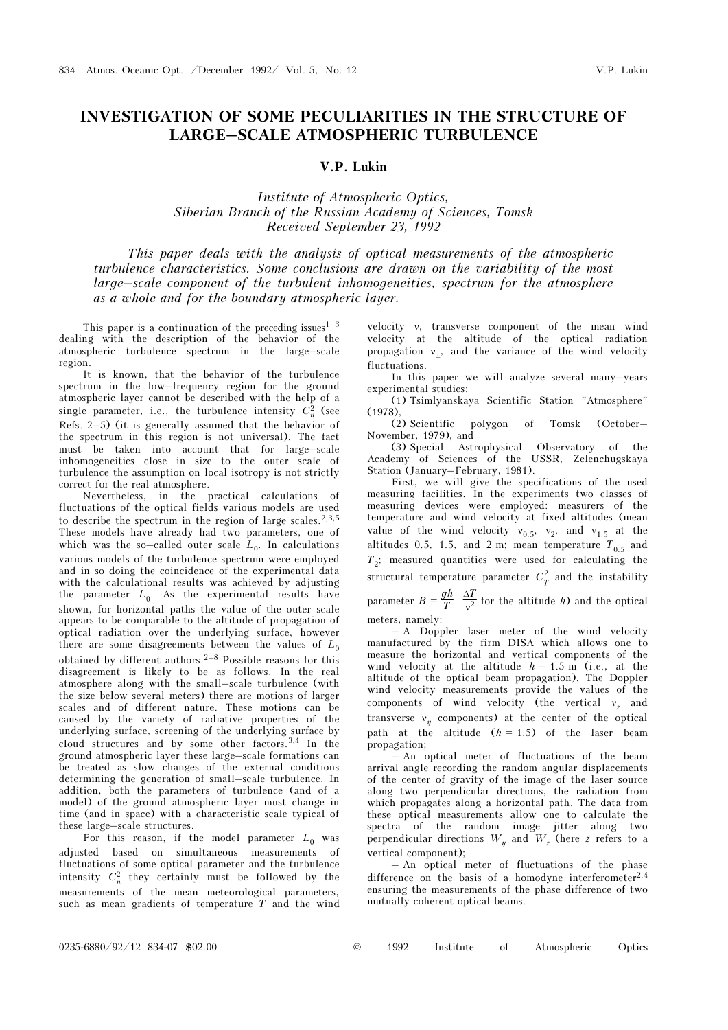# INVESTIGATION OF SOME PECULIARITIES IN THE STRUCTURE OF LARGE–SCALE ATMOSPHERIC TURBULENCE

**V.P. Lukin**

*Institute of Atmospheric Optics, Siberian Branch of the Russian Academy of Sciences, Tomsk*
*Received September 23, 1992*

*This paper deals with the analysis of optical measurements of the atmospheric turbulence characteristics. Some conclusions are drawn on the variability of the most large–scale component of the turbulent inhomogeneities, spectrum for the atmosphere as a whole and for the boundary atmospheric layer.*

This paper is a continuation of the preceding issues[1–3] dealing with the description of the behavior of the atmospheric turbulence spectrum in the large–scale region.

It is known, that the behavior of the turbulence spectrum in the low–frequency region for the ground atmospheric layer cannot be described with the help of a single parameter, i.e., the turbulence intensity $C_n^2$ (see Refs. 2–5) (it is generally assumed that the behavior of the spectrum in this region is not universal). The fact must be taken into account that for large–scale inhomogeneities close in size to the outer scale of turbulence the assumption on local isotropy is not strictly correct for the real atmosphere.

Nevertheless, in the practical calculations of fluctuations of the optical fields various models are used to describe the spectrum in the region of large scales.[2,3,5] These models have already had two parameters, one of which was the so–called outer scale $L_0$. In calculations various models of the turbulence spectrum were employed and in so doing the coincidence of the experimental data with the calculational results was achieved by adjusting the parameter $L_0$. As the experimental results have shown, for horizontal paths the value of the outer scale appears to be comparable to the altitude of propagation of optical radiation over the underlying surface, however there are some disagreements between the values of $L_0$ obtained by different authors.[2–8] Possible reasons for this disagreement is likely to be as follows. In the real atmosphere along with the small–scale turbulence (with the size below several meters) there are motions of larger scales and of different nature. These motions can be caused by the variety of radiative properties of the underlying surface, screening of the underlying surface by cloud structures and by some other factors.[3,4] In the ground atmospheric layer these large–scale formations can be treated as slow changes of the external conditions determining the generation of small–scale turbulence. In addition, both the parameters of turbulence (and of a model) of the ground atmospheric layer must change in time (and in space) with a characteristic scale typical of these large–scale structures.

For this reason, if the model parameter $L_0$ was adjusted based on simultaneous measurements of fluctuations of some optical parameter and the turbulence intensity $C_n^2$ they certainly must be followed by the measurements of the mean meteorological parameters, such as mean gradients of temperature $T$ and the wind velocity $v$, transverse component of the mean wind velocity at the altitude of the optical radiation propagation $v_\perp$, and the variance of the wind velocity fluctuations.

In this paper we will analyze several many–years experimental studies:

(1) Tsimlyanskaya Scientific Station "Atmosphere" (1978),

(2) Scientific polygon of Tomsk (October–November, 1979), and

(3) Special Astrophysical Observatory of the Academy of Sciences of the USSR, Zelenchugskaya Station (January–February, 1981).

First, we will give the specifications of the used measuring facilities. In the experiments two classes of measuring devices were employed: measurers of the temperature and wind velocity at fixed altitudes (mean value of the wind velocity $v_{0.5}$, $v_2$, and $v_{1.5}$ at the altitudes 0.5, 1.5, and 2 m; mean temperature $T_{0.5}$ and $T_2$; measured quantities were used for calculating the structural temperature parameter $C_T^2$ and the instability parameter $B = \dfrac{gh}{T} \cdot \dfrac{\Delta T}{v^2}$ for the altitude $h$) and the optical meters, namely:

– A Doppler laser meter of the wind velocity manufactured by the firm DISA which allows one to measure the horizontal and vertical components of the wind velocity at the altitude $h = 1.5$ m (i.e., at the altitude of the optical beam propagation). The Doppler wind velocity measurements provide the values of the components of wind velocity (the vertical $v_z$ and transverse $v_y$ components) at the center of the optical path at the altitude ($h = 1.5$) of the laser beam propagation;

– An optical meter of fluctuations of the beam arrival angle recording the random angular displacements of the center of gravity of the image of the laser source along two perpendicular directions, the radiation from which propagates along a horizontal path. The data from these optical measurements allow one to calculate the spectra of the random image jitter along two perpendicular directions $W_y$ and $W_z$ (here $z$ refers to a vertical component);

– An optical meter of fluctuations of the phase difference on the basis of a homodyne interferometer[2,4] ensuring the measurements of the phase difference of two mutually coherent optical beams.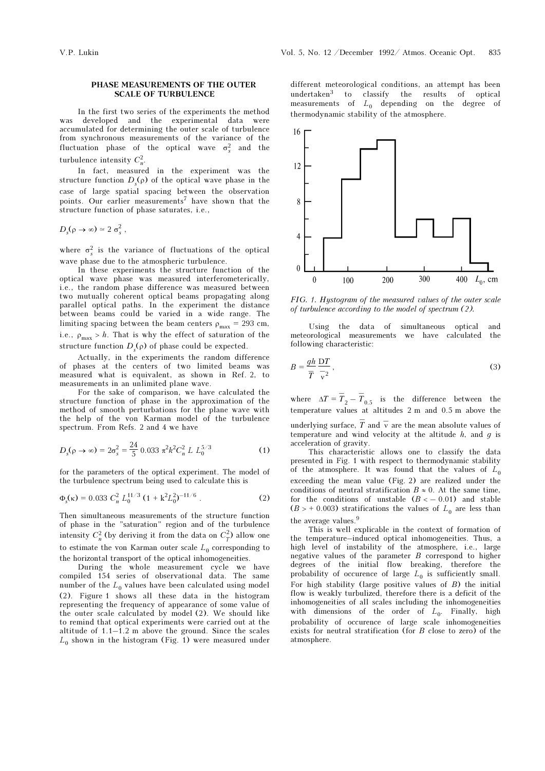### PHASE MEASUREMENTS OF THE OUTER SCALE OF TURBULENCE

In the first two series of the experiments the method was developed and the experimental data were accumulated for determining the outer scale of turbulence from synchronous measurements of the variance of the fluctuation phase of the optical wave $\sigma_s^2$ and the turbulence intensity $C_n^2$.

In fact, measured in the experiment was the structure function $D_s(\rho)$ of the optical wave phase in the case of large spatial spacing between the observation points. Our earlier measurements[7] have shown that the structure function of phase saturates, i.e.,

$$D_s(\rho \to \infty) \simeq 2\,\sigma_s^2\,,$$

where $\sigma_s^2$ is the variance of fluctuations of the optical wave phase due to the atmospheric turbulence.

In these experiments the structure function of the optical wave phase was measured interferometerically, i.e., the random phase difference was measured between two mutually coherent optical beams propagating along parallel optical paths. In the experiment the distance between beams could be varied in a wide range. The limiting spacing between the beam centers $\rho_{max} = 293$ cm, i.e., $\rho_{max} > h$. That is why the effect of saturation of the structure function $D_s(\rho)$ of phase could be expected.

Actually, in the experiments the random difference of phases at the centers of two limited beams was measured what is equivalent, as shown in Ref. 2, to measurements in an unlimited plane wave.

For the sake of comparison, we have calculated the structure function of phase in the approximation of the method of smooth perturbations for the plane wave with the help of the von Karman model of the turbulence spectrum. From Refs. 2 and 4 we have

$$D_s(\rho \to \infty) = 2\sigma_s^2 = \frac{24}{5}\,0.033\,\pi^2 k^2 C_n^2\,L\,L_0^{5/3} \tag{1}$$

for the parameters of the optical experiment. The model of the turbulence spectrum being used to calculate this is

$$\Phi_s(\kappa) = 0.033\,C_n^2\,L_0^{11/3}\,(1 + k^2 L_0^2)^{-11/6}\,. \tag{2}$$

Then simultaneous measurements of the structure function of phase in the "saturation" region and of the turbulence intensity $C_n^2$ (by deriving it from the data on $C_T^2$) allow one to estimate the von Karman outer scale $L_0$ corresponding to the horizontal transport of the optical inhomogeneities.

During the whole measurement cycle we have compiled 154 series of observational data. The same number of the $L_0$ values have been calculated using model (2). Figure 1 shows all these data in the histogram representing the frequency of appearance of some value of the outer scale calculated by model (2). We should like to remind that optical experiments were carried out at the altitude of 1.1–1.2 m above the ground. Since the scales $L_0$ shown in the histogram (Fig. 1) were measured under different meteorological conditions, an attempt has been undertaken[3] to classify the results of optical measurements of $L_0$ depending on the degree of thermodynamic stability of the atmosphere.

*FIG. 1. Hystogram of the measured values of the outer scale of turbulence according to the model of spectrum (2).*

Using the data of simultaneous optical and meteorological measurements we have calculated the following characteristic:

$$B = \frac{gh}{\overline{T}}\,\frac{\Delta T}{\overline{v}^2}\,, \tag{3}$$

where $\Delta T = \overline{T}_2 - \overline{T}_{0.5}$ is the difference between the temperature values at altitudes 2 m and 0.5 m above the underlying surface, $\overline{T}$ and $\overline{v}$ are the mean absolute values of temperature and wind velocity at the altitude $h$, and $g$ is acceleration of gravity.

This characteristic allows one to classify the data presented in Fig. 1 with respect to thermodynamic stability of the atmosphere. It was found that the values of $L_0$ exceeding the mean value (Fig. 2) are realized under the conditions of neutral stratification $B \approx 0$. At the same time, for the conditions of unstable ($B < -0.01$) and stable ($B > +0.003$) stratifications the values of $L_0$ are less than the average values.[9]

This is well explicable in the context of formation of the temperature–induced optical inhomogeneities. Thus, a high level of instability of the atmosphere, i.e., large negative values of the parameter $B$ correspond to higher degrees of the initial flow breaking, therefore the probability of occurence of large $L_0$ is sufficiently small. For high stability (large positive values of $B$) the initial flow is weakly turbulized, therefore there is a deficit of the inhomogeneities of all scales including the inhomogeneities with dimensions of the order of $L_0$. Finally, high probability of occurence of large scale inhomogeneities exists for neutral stratification (for $B$ close to zero) of the atmosphere.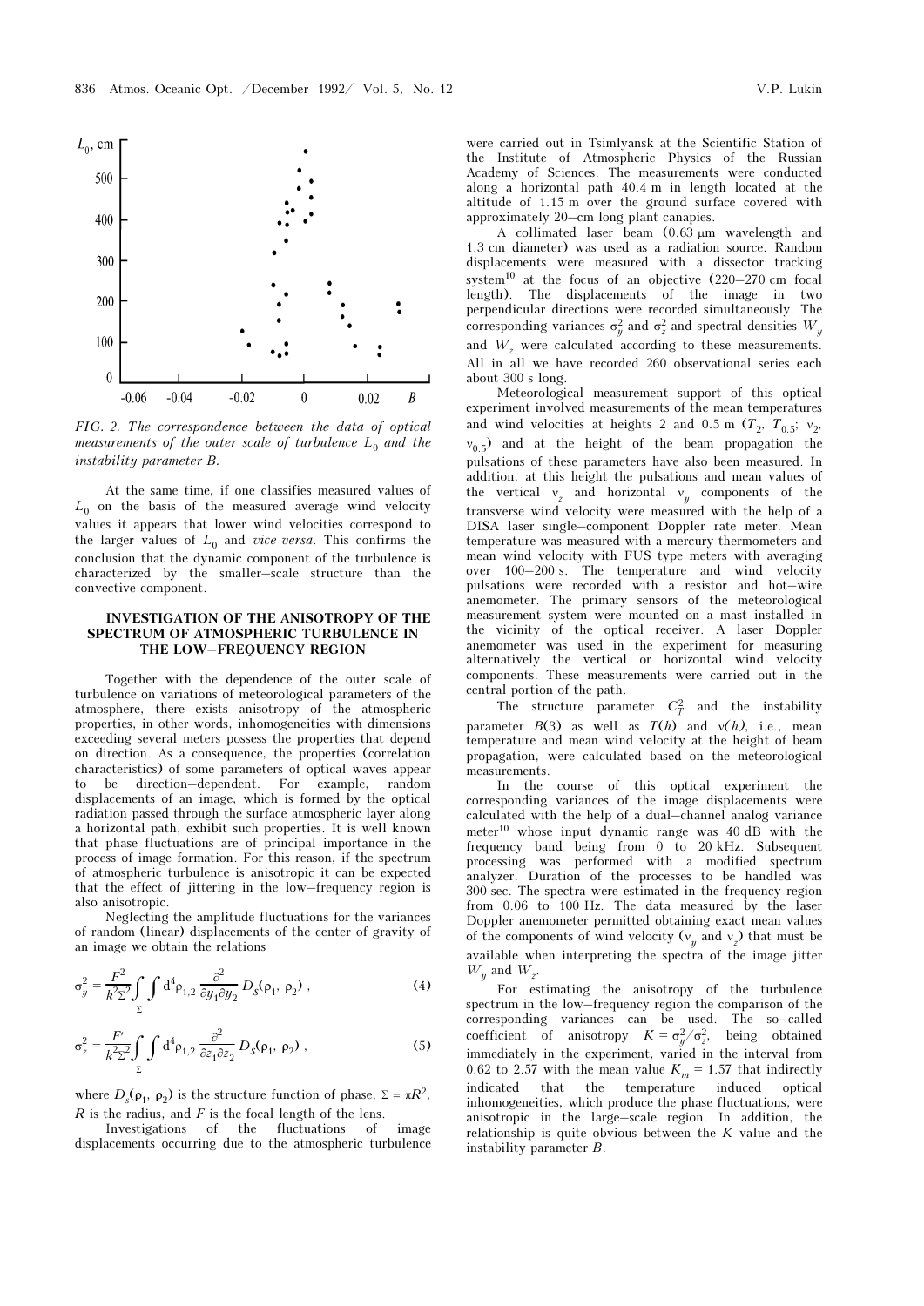FIG. 2. *The correspondence between the data of optical measurements of the outer scale of turbulence $L_0$ and the instability parameter B.*

At the same time, if one classifies measured values of $L_0$ on the basis of the measured average wind velocity values it appears that lower wind velocities correspond to the larger values of $L_0$ and *vice versa*. This confirms the conclusion that the dynamic component of the turbulence is characterized by the smaller–scale structure than the convective component.

## INVESTIGATION OF THE ANISOTROPY OF THE SPECTRUM OF ATMOSPHERIC TURBULENCE IN THE LOW–FREQUENCY REGION

Together with the dependence of the outer scale of turbulence on variations of meteorological parameters of the atmosphere, there exists anisotropy of the atmospheric properties, in other words, inhomogeneities with dimensions exceeding several meters possess the properties that depend on direction. As a consequence, the properties (correlation characteristics) of some parameters of optical waves appear to be direction–dependent. For example, random displacements of an image, which is formed by the optical radiation passed through the surface atmospheric layer along a horizontal path, exhibit such properties. It is well known that phase fluctuations are of principal importance in the process of image formation. For this reason, if the spectrum of atmospheric turbulence is anisotropic it can be expected that the effect of jittering in the low–frequency region is also anisotropic.

Neglecting the amplitude fluctuations for the variances of random (linear) displacements of the center of gravity of an image we obtain the relations

$$\sigma_y^2 = \frac{F^2}{k^2 \Sigma^2} \int_{\Sigma}\int d^4\rho_{1,2} \frac{\partial^2}{\partial y_1 \partial y_2} D_S(\rho_1, \rho_2) , \tag{4}$$

$$\sigma_z^2 = \frac{F'}{k^2 \Sigma^2} \int_{\Sigma}\int d^4\rho_{1,2} \frac{\partial^2}{\partial z_1 \partial z_2} D_S(\rho_1, \rho_2) , \tag{5}$$

where $D_s(\rho_1, \rho_2)$ is the structure function of phase, $\Sigma = \pi R^2$, $R$ is the radius, and $F$ is the focal length of the lens.

Investigations of the fluctuations of image displacements occurring due to the atmospheric turbulence were carried out in Tsimlyansk at the Scientific Station of the Institute of Atmospheric Physics of the Russian Academy of Sciences. The measurements were conducted along a horizontal path 40.4 m in length located at the altitude of 1.15 m over the ground surface covered with approximately 20–cm long plant canapies.

A collimated laser beam (0.63 μm wavelength and 1.3 cm diameter) was used as a radiation source. Random displacements were measured with a dissector tracking system[10] at the focus of an objective (220–270 cm focal length). The displacements of the image in two perpendicular directions were recorded simultaneously. The corresponding variances $\sigma_y^2$ and $\sigma_z^2$ and spectral densities $W_y$ and $W_z$ were calculated according to these measurements. All in all we have recorded 260 observational series each about 300 s long.

Meteorological measurement support of this optical experiment involved measurements of the mean temperatures and wind velocities at heights 2 and 0.5 m ($T_2$, $T_{0.5}$; $v_2$, $v_{0.5}$) and at the height of the beam propagation the pulsations of these parameters have also been measured. In addition, at this height the pulsations and mean values of the vertical $v_z$ and horizontal $v_y$ components of the transverse wind velocity were measured with the help of a DISA laser single–component Doppler rate meter. Mean temperature was measured with a mercury thermometers and mean wind velocity with FUS type meters with averaging over 100–200 s. The temperature and wind velocity pulsations were recorded with a resistor and hot–wire anemometer. The primary sensors of the meteorological measurement system were mounted on a mast installed in the vicinity of the optical receiver. A laser Doppler anemometer was used in the experiment for measuring alternatively the vertical or horizontal wind velocity components. These measurements were carried out in the central portion of the path.

The structure parameter $C_T^2$ and the instability parameter $B(3)$ as well as $T(h)$ and $v(h)$, i.e., mean temperature and mean wind velocity at the height of beam propagation, were calculated based on the meteorological measurements.

In the course of this optical experiment the corresponding variances of the image displacements were calculated with the help of a dual–channel analog variance meter[10] whose input dynamic range was 40 dB with the frequency band being from 0 to 20 kHz. Subsequent processing was performed with a modified spectrum analyzer. Duration of the processes to be handled was 300 sec. The spectra were estimated in the frequency region from 0.06 to 100 Hz. The data measured by the laser Doppler anemometer permitted obtaining exact mean values of the components of wind velocity ($v_y$ and $v_z$) that must be available when interpreting the spectra of the image jitter $W_y$ and $W_z$.

For estimating the anisotropy of the turbulence spectrum in the low–frequency region the comparison of the corresponding variances can be used. The so–called coefficient of anisotropy $K = \sigma_y^2/\sigma_z^2$, being obtained immediately in the experiment, varied in the interval from 0.62 to 2.57 with the mean value $K_m = 1.57$ that indirectly indicated that the temperature induced optical inhomogeneities, which produce the phase fluctuations, were anisotropic in the large–scale region. In addition, the relationship is quite obvious between the $K$ value and the instability parameter $B$.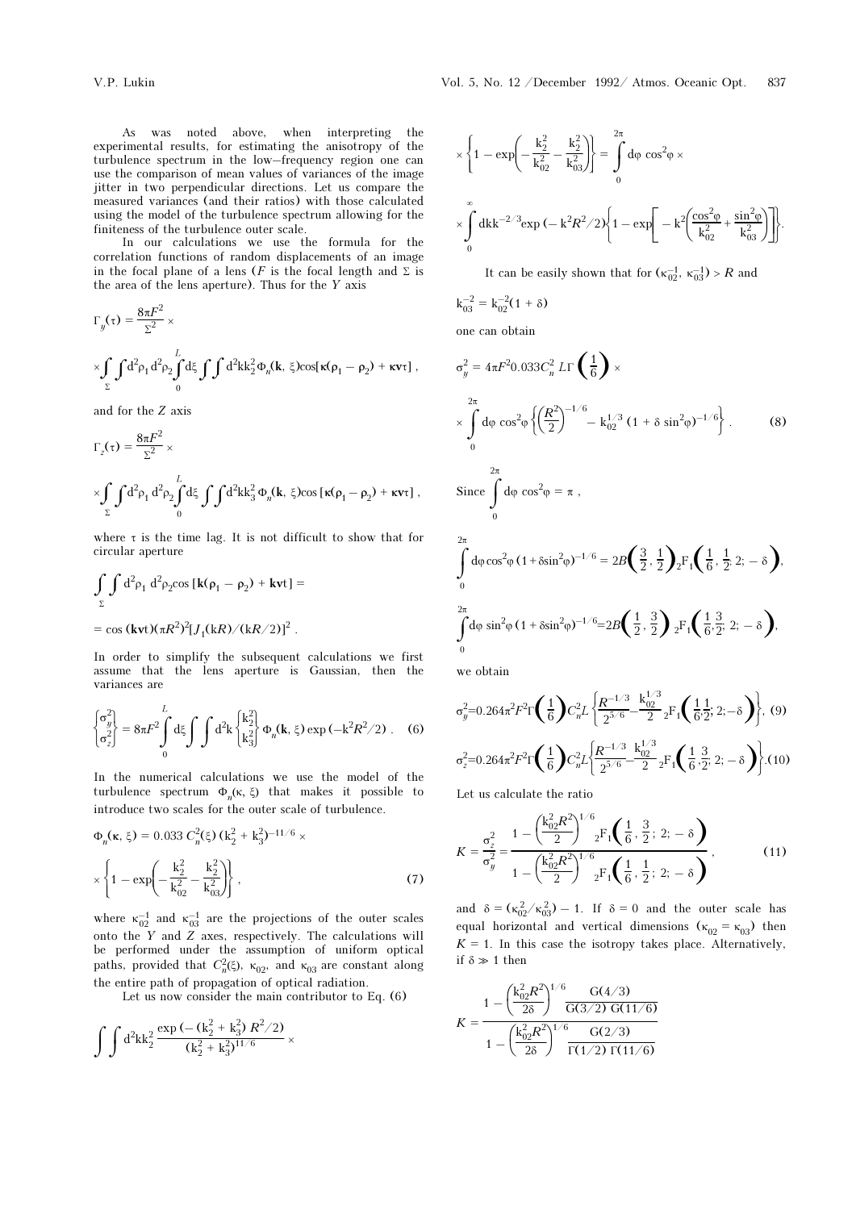As was noted above, when interpreting the experimental results, for estimating the anisotropy of the turbulence spectrum in the low–frequency region one can use the comparison of mean values of variances of the image jitter in two perpendicular directions. Let us compare the measured variances (and their ratios) with those calculated using the model of the turbulence spectrum allowing for the finiteness of the turbulence outer scale.

In our calculations we use the formula for the correlation functions of random displacements of an image in the focal plane of a lens ($F$ is the focal length and $\Sigma$ is the area of the lens aperture). Thus for the $Y$ axis

$$\Gamma_y(\tau) = \frac{8\pi F^2}{\Sigma^2} \times$$

$$\times \int\int_{\Sigma} d^2\rho_1\, d^2\rho_2 \int_0^L d\xi \int\int d^2k k_2^2 \Phi_n(\mathbf{k}, \xi) \cos[\boldsymbol{\kappa}(\boldsymbol{\rho}_1 - \boldsymbol{\rho}_2) + \boldsymbol{\kappa}\mathbf{v}\tau] ,$$

and for the $Z$ axis

$$\Gamma_z(\tau) = \frac{8\pi F^2}{\Sigma^2} \times$$

$$\times \int\int_{\Sigma} d^2\rho_1\, d^2\rho_2 \int_0^L d\xi \int\int d^2k k_3^2 \Phi_n(\mathbf{k}, \xi) \cos[\boldsymbol{\kappa}(\boldsymbol{\rho}_1 - \boldsymbol{\rho}_2) + \boldsymbol{\kappa}\mathbf{v}\tau] ,$$

where $\tau$ is the time lag. It is not difficult to show that for circular aperture

$$\int\int_{\Sigma} d^2\rho_1\, d^2\rho_2 \cos[\mathbf{k}(\boldsymbol{\rho}_1 - \boldsymbol{\rho}_2) + \mathbf{k}\mathbf{v}\tau] =$$

$$= \cos(\mathbf{k}\mathbf{v}\tau)(\pi R^2)^2 [J_1(kR)/(kR/2)]^2 .$$

In order to simplify the subsequent calculations we first assume that the lens aperture is Gaussian, then the variances are

$$\begin{Bmatrix} \sigma_y^2 \\ \sigma_z^2 \end{Bmatrix} = 8\pi F^2 \int_0^L d\xi \int\int d^2k \begin{Bmatrix} k_2^2 \\ k_3^2 \end{Bmatrix} \Phi_n(\mathbf{k}, \xi) \exp(-k^2R^2/2) . \quad (6)$$

In the numerical calculations we use the model of the turbulence spectrum $\Phi_n(\kappa, \xi)$ that makes it possible to introduce two scales for the outer scale of turbulence.

$$\Phi_n(\kappa, \xi) = 0.033\, C_n^2(\xi)\, (k_2^2 + k_3^2)^{-11/6} \times$$

$$\times \left\{ 1 - \exp\left( -\frac{k_2^2}{k_{02}^2} - \frac{k_2^2}{k_{03}^2} \right) \right\} , \quad (7)$$

where $\kappa_{02}^{-1}$ and $\kappa_{03}^{-1}$ are the projections of the outer scales onto the $Y$ and $Z$ axes, respectively. The calculations will be performed under the assumption of uniform optical paths, provided that $C_n^2(\xi)$, $\kappa_{02}$, and $\kappa_{03}$ are constant along the entire path of propagation of optical radiation.

Let us now consider the main contributor to Eq. (6)

$$\int\int d^2k k_2^2 \frac{\exp(-(k_2^2 + k_3^2)\, R^2/2)}{(k_2^2 + k_3^2)^{11/6}} \times$$

$$\times \left\{ 1 - \exp\left( -\frac{k_2^2}{k_{02}^2} - \frac{k_2^2}{k_{03}^2} \right) \right\} = \int_0^{2\pi} d\varphi \cos^2\varphi \times$$

$$\times \int_0^{\infty} dk k^{-2/3} \exp(-k^2R^2/2) \left\{ 1 - \exp\left[ -k^2\left( \frac{\cos^2\varphi}{k_{02}^2} + \frac{\sin^2\varphi}{k_{03}^2} \right) \right] \right\} .$$

It can be easily shown that for $(\kappa_{02}^{-1}, \kappa_{03}^{-1}) > R$ and

$$k_{03}^{-2} = k_{02}^{-2}(1 + \delta)$$

one can obtain

$$\sigma_y^2 = 4\pi F^2 0.033 C_n^2\, L\Gamma\left(\frac{1}{6}\right) \times$$

$$\times \int_0^{2\pi} d\varphi \cos^2\varphi \left\{ \left(\frac{R^2}{2}\right)^{-1/6} - k_{02}^{1/3}\, (1 + \delta \sin^2\varphi)^{-1/6} \right\} . \quad (8)$$

Since $\int_0^{2\pi} d\varphi \cos^2\varphi = \pi$ ,

$$\int_0^{2\pi} d\varphi \cos^2\varphi\, (1 + \delta\sin^2\varphi)^{-1/6} = 2B\left(\frac{3}{2}, \frac{1}{2}\right) {}_2F_1\left(\frac{1}{6}, \frac{1}{2}; 2; -\delta\right),$$

$$\int_0^{2\pi} d\varphi \sin^2\varphi\, (1 + \delta\sin^2\varphi)^{-1/6} = 2B\left(\frac{1}{2}, \frac{3}{2}\right) {}_2F_1\left(\frac{1}{6}, \frac{3}{2}; 2; -\delta\right),$$

we obtain

$$\sigma_y^2 = 0.264\pi^2 F^2 \Gamma\left(\frac{1}{6}\right) C_n^2 L \left\{ \frac{R^{-1/3}}{2^{5/6}} - \frac{k_{02}^{1/3}}{2} {}_2F_1\left(\frac{1}{6}, \frac{1}{2}; 2; -\delta\right) \right\}, \quad (9)$$

$$\sigma_z^2 = 0.264\pi^2 F^2 \Gamma\left(\frac{1}{6}\right) C_n^2 L \left\{ \frac{R^{-1/3}}{2^{5/6}} - \frac{k_{02}^{1/3}}{2} {}_2F_1\left(\frac{1}{6}, \frac{3}{2}; 2; -\delta\right) \right\}. \quad (10)$$

Let us calculate the ratio

$$K = \frac{\sigma_z^2}{\sigma_y^2} = \frac{1 - \left(\frac{k_{02}^2 R^2}{2}\right)^{1/6} {}_2F_1\left(\frac{1}{6}, \frac{3}{2}; 2; -\delta\right)}{1 - \left(\frac{k_{02}^2 R^2}{2}\right)^{1/6} {}_2F_1\left(\frac{1}{6}, \frac{1}{2}; 2; -\delta\right)} , \quad (11)$$

and $\delta = (\kappa_{02}^2/\kappa_{03}^2) - 1$. If $\delta = 0$ and the outer scale has equal horizontal and vertical dimensions ($\kappa_{02} = \kappa_{03}$) then $K = 1$. In this case the isotropy takes place. Alternatively, if $\delta \gg 1$ then

$$K = \frac{1 - \left(\frac{k_{02}^2 R^2}{2\delta}\right)^{1/6} \frac{G(4/3)}{G(3/2)\, G(11/6)}}{1 - \left(\frac{k_{02}^2 R^2}{2\delta}\right)^{1/6} \frac{G(2/3)}{\Gamma(1/2)\, \Gamma(11/6)}}$$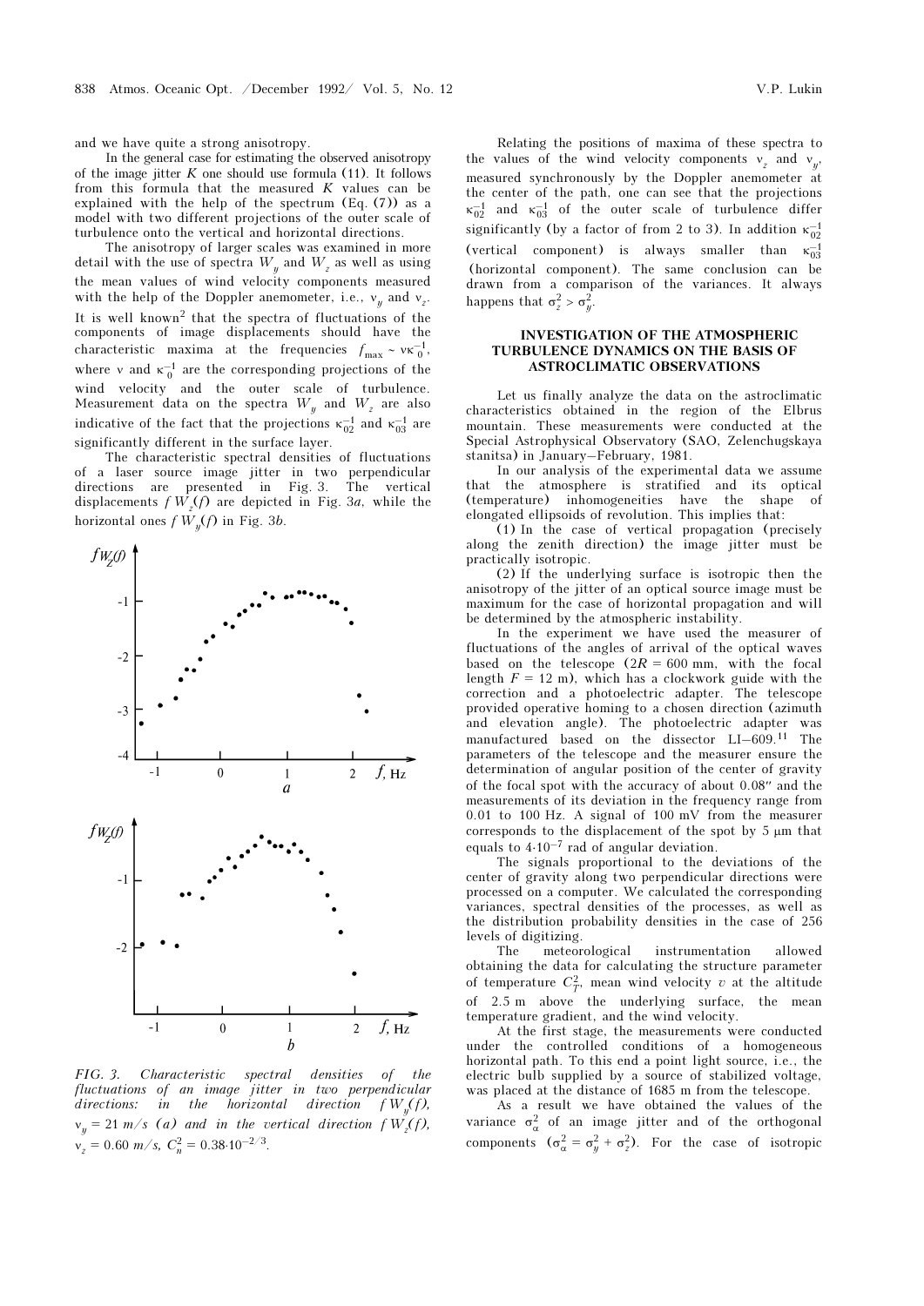and we have quite a strong anisotropy.

In the general case for estimating the observed anisotropy of the image jitter $K$ one should use formula (11). It follows from this formula that the measured $K$ values can be explained with the help of the spectrum (Eq. (7)) as a model with two different projections of the outer scale of turbulence onto the vertical and horizontal directions.

The anisotropy of larger scales was examined in more detail with the use of spectra $W_y$ and $W_z$ as well as using the mean values of wind velocity components measured with the help of the Doppler anemometer, i.e., $v_y$ and $v_z$. It is well known[2] that the spectra of fluctuations of the components of image displacements should have the characteristic maxima at the frequencies $f_{max} \sim v\kappa_0^{-1}$, where $v$ and $\kappa_0^{-1}$ are the corresponding projections of the wind velocity and the outer scale of turbulence. Measurement data on the spectra $W_y$ and $W_z$ are also indicative of the fact that the projections $\kappa_{02}^{-1}$ and $\kappa_{03}^{-1}$ are significantly different in the surface layer.

The characteristic spectral densities of fluctuations of a laser source image jitter in two perpendicular directions are presented in Fig. 3. The vertical displacements $f\,W_z(f)$ are depicted in Fig. 3*a*, while the horizontal ones $f\,W_y(f)$ in Fig. 3*b*.

FIG. 3. *Characteristic spectral densities of the fluctuations of an image jitter in two perpendicular directions: in the horizontal direction $f\,W_y(f)$, $v_y = 21$ m/s (a) and in the vertical direction $f\,W_z(f)$, $v_z = 0.60$ m/s, $C_n^2 = 0.38 \cdot 10^{-2/3}$.*

Relating the positions of maxima of these spectra to the values of the wind velocity components $v_z$ and $v_y$, measured synchronously by the Doppler anemometer at the center of the path, one can see that the projections $\kappa_{02}^{-1}$ and $\kappa_{03}^{-1}$ of the outer scale of turbulence differ significantly (by a factor of from 2 to 3). In addition $\kappa_{02}^{-1}$ (vertical component) is always smaller than $\kappa_{03}^{-1}$ (horizontal component). The same conclusion can be drawn from a comparison of the variances. It always happens that $\sigma_z^2 > \sigma_y^2$.

## INVESTIGATION OF THE ATMOSPHERIC TURBULENCE DYNAMICS ON THE BASIS OF ASTROCLIMATIC OBSERVATIONS

Let us finally analyze the data on the astroclimatic characteristics obtained in the region of the Elbrus mountain. These measurements were conducted at the Special Astrophysical Observatory (SAO, Zelenchugskaya stanitsa) in January–February, 1981.

In our analysis of the experimental data we assume that the atmosphere is stratified and its optical (temperature) inhomogeneities have the shape of elongated ellipsoids of revolution. This implies that:

(1) In the case of vertical propagation (precisely along the zenith direction) the image jitter must be practically isotropic.

(2) If the underlying surface is isotropic then the anisotropy of the jitter of an optical source image must be maximum for the case of horizontal propagation and will be determined by the atmospheric instability.

In the experiment we have used the measurer of fluctuations of the angles of arrival of the optical waves based on the telescope ($2R = 600$ mm, with the focal length $F = 12$ m), which has a clockwork guide with the correction and a photoelectric adapter. The telescope provided operative homing to a chosen direction (azimuth and elevation angle). The photoelectric adapter was manufactured based on the dissector LI–609.[11] The parameters of the telescope and the measurer ensure the determination of angular position of the center of gravity of the focal spot with the accuracy of about 0.08″ and the measurements of its deviation in the frequency range from 0.01 to 100 Hz. A signal of 100 mV from the measurer corresponds to the displacement of the spot by 5 μm that equals to $4 \cdot 10^{-7}$ rad of angular deviation.

The signals proportional to the deviations of the center of gravity along two perpendicular directions were processed on a computer. We calculated the corresponding variances, spectral densities of the processes, as well as the distribution probability densities in the case of 256 levels of digitizing.

The meteorological instrumentation allowed obtaining the data for calculating the structure parameter of temperature $C_T^2$, mean wind velocity $v$ at the altitude of 2.5 m above the underlying surface, the mean temperature gradient, and the wind velocity.

At the first stage, the measurements were conducted under the controlled conditions of a homogeneous horizontal path. To this end a point light source, i.e., the electric bulb supplied by a source of stabilized voltage, was placed at the distance of 1685 m from the telescope.

As a result we have obtained the values of the variance $\sigma_\alpha^2$ of an image jitter and of the orthogonal components ($\sigma_\alpha^2 = \sigma_y^2 + \sigma_z^2$). For the case of isotropic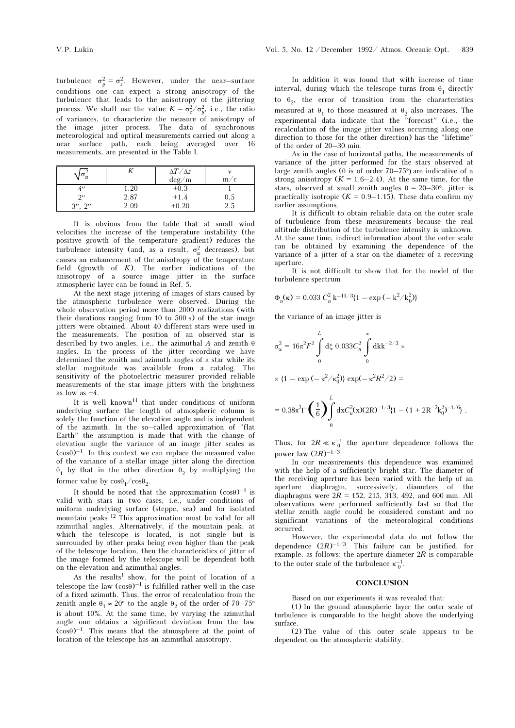turbulence $\sigma_y^2 = \sigma_z^2$. However, under the near–surface conditions one can expect a strong anisotropy of the turbulence that leads to the anisotropy of the jittering process. We shall use the value $K = \sigma_z^2/\sigma_y^2$, i.e., the ratio of variances, to characterize the measure of anisotropy of the image jitter process. The data of synchronous meteorological and optical measurements carried out along a near surface path, each being averaged over 16 measurements, are presented in the Table I.

| $\sqrt{\sigma_\alpha^2}$ | $K$ | $\Delta T/\Delta z$ deg/m | v m/c |
|---|---|---|---|
| 4″ | 1.20 | +0.3 | 1 |
| 2″ | 2.87 | +1.4 | 0.5 |
| 3″, 2″ | 2.09 | +0.20 | 2.5 |

It is obvious from the table that at small wind velocities the increase of the temperature instability (the positive growth of the temperature gradient) reduces the turbulence intensity (and, as a result, $\sigma_\alpha^2$ decreases), but causes an enhancement of the anisotropy of the temperature field (growth of $K$). The earlier indications of the anisotropy of a source image jitter in the surface atmospheric layer can be found in Ref. 5.

At the next stage jittering of images of stars caused by the atmospheric turbulence were observed. During the whole observation period more than 2000 realizations (with their durations ranging from 10 to 500 s) of the star image jitters were obtained. About 40 different stars were used in the measurements. The position of an observed star is described by two angles, i.e., the azimuthal $A$ and zenith $\theta$ angles. In the process of the jitter recording we have determined the zenith and azimuth angles of a star while its stellar magnitude was available from a catalog. The sensitivity of the photoelectric measurer provided reliable measurements of the star image jitters with the brightness as low as +4.

It is well known[11] that under conditions of uniform underlying surface the length of atmospheric column is solely the function of the elevation angle and is independent of the azimuth. In the so–called approximation of "flat Earth" the assumption is made that with the change of elevation angle the variance of an image jitter scales as $(\cos\theta)^{-1}$. In this context we can replace the measured value of the variance of a stellar image jitter along the direction $\theta_1$ by that in the other direction $\theta_2$ by multiplying the former value by $\cos\theta_1/\cos\theta_2$.

It should be noted that the approximation $(\cos\theta)^{-1}$ is valid with stars in two cases, i.e., under conditions of uniform underlying surface (steppe, sea) and for isolated mountain peaks.[12] This approximation must be valid for all azimuthal angles. Alternatively, if the mountain peak, at which the telescope is located, is not single but is surrounded by other peaks being even higher than the peak of the telescope location, then the characteristics of jitter of the image formed by the telescope will be dependent both on the elevation and azimuthal angles.

As the results[1] show, for the point of location of a telescope the law $(\cos\theta)^{-1}$ is fulfilled rather well in the case of a fixed azimuth. Thus, the error of recalculation from the zenith angle $\theta_1 \approx 20°$ to the angle $\theta_2$ of the order of 70–75° is about 10%. At the same time, by varying the azimuthal angle one obtains a significant deviation from the law $(\cos\theta)^{-1}$. This means that the atmosphere at the point of location of the telescope has an azimuthal anisotropy.

In addition it was found that with increase of time interval, during which the telescope turns from $\theta_1$ directly to $\theta_2$, the error of transition from the characteristics measured at $\theta_1$ to those measured at $\theta_2$ also increases. The experimental data indicate that the "forecast" (i.e., the recalculation of the image jitter values occurring along one direction to those for the other direction) has the "lifetime" of the order of 20–30 min.

As in the case of horizontal paths, the measurements of variance of the jitter performed for the stars observed at large zenith angles ($\theta$ is of order 70–75°) are indicative of a strong anisotropy ($K = 1.6$–$2.4$). At the same time, for the stars, observed at small zenith angles $\theta = 20$–$30°$, jitter is practically isotropic ($K = 0.9$–$1.15$). These data confirm my earlier assumptions.

It is difficult to obtain reliable data on the outer scale of turbulence from these measurements because the real altitude distribution of the turbulence intensity is unknown. At the same time, indirect information about the outer scale can be obtained by examining the dependence of the variance of a jitter of a star on the diameter of a receiving aperture.

It is not difficult to show that for the model of the turbulence spectrum

$$\Phi_n(\kappa) = 0.033\, C_n^2\, k^{-11/3}\{1 - \exp(-k^2/k_0^2)\}$$

the variance of an image jitter is

$$\sigma_\alpha^2 = 16\pi^2 F^2 \int_0^L d\xi\, 0.033 C_n^2 \int_0^\infty dk k^{-2/3} \times$$

$$\times \{1 - \exp(-\kappa^2/\kappa_0^2)\} \exp(-\kappa^2 R^2/2) =$$

$$= 0.38\pi^2 \Gamma\left(\frac{1}{6}\right) \int_0^L dx C_n^2(x)(2R)^{-1/3}\{1 - (1 + 2R^{-2}k_0^2)^{-1/6}\}\,.$$

Thus, for $2R \ll \kappa_0^{-1}$ the aperture dependence follows the power law $(2R)^{-1/3}$.

In our measurements this dependence was examined with the help of a sufficiently bright star. The diameter of the receiving aperture has been varied with the help of an aperture diaphragm, successively, diameters of the diaphragms were $2R$ = 152, 215, 313, 492, and 600 mm. All observations were performed sufficiently fast so that the stellar zenith angle could be considered constant and no significant variations of the meteorological conditions occurred.

However, the experimental data do not follow the dependence $(2R)^{-1/3}$. This failure can be justified, for example, as follows: the aperture diameter $2R$ is comparable to the outer scale of the turbulence $\kappa_0^{-1}$.

## CONCLUSION

Based on our experiments it was revealed that:

(1) In the ground atmospheric layer the outer scale of turbulence is comparable to the height above the underlying surface.

(2) The value of this outer scale appears to be dependent on the atmospheric stability.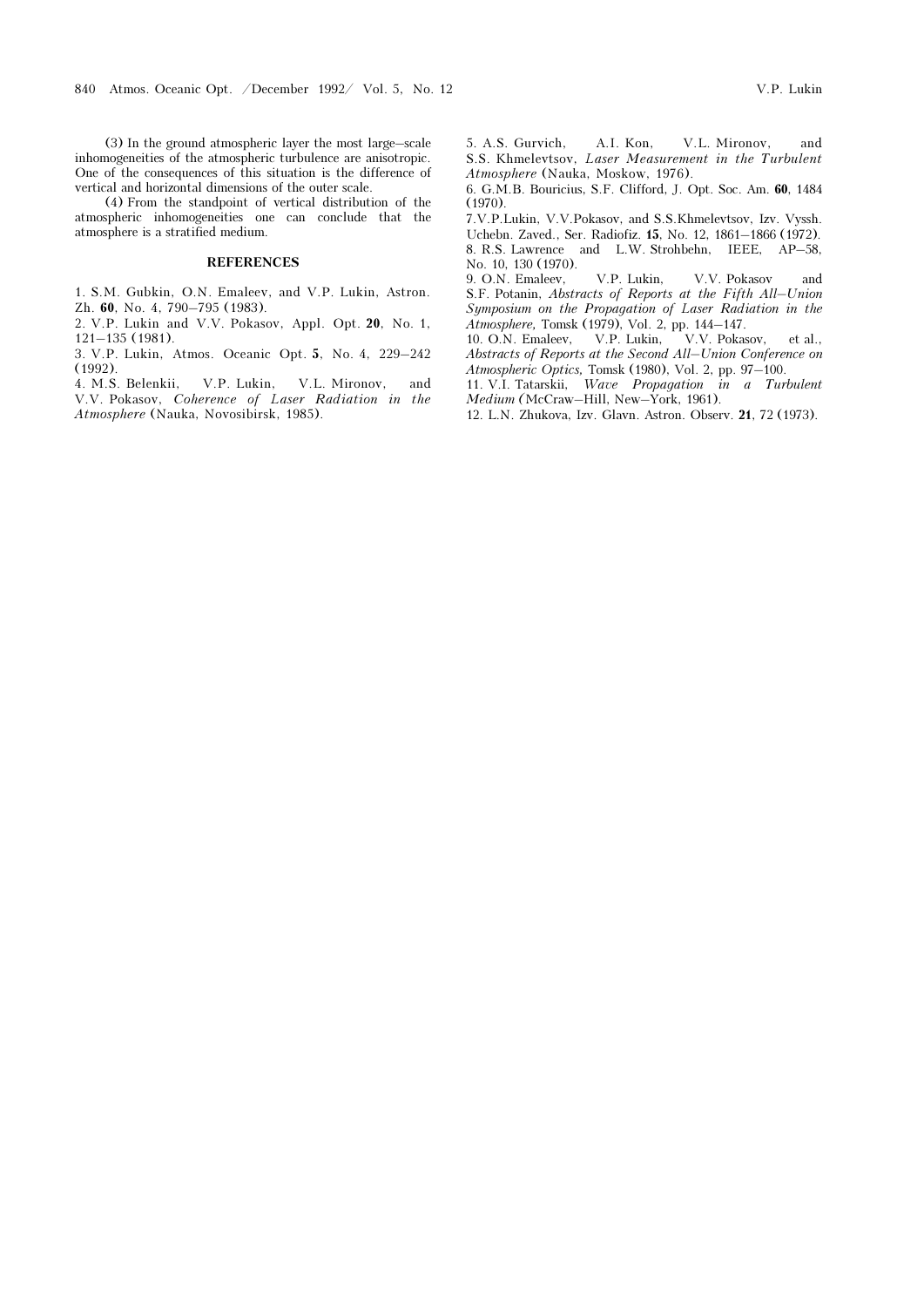(3) In the ground atmospheric layer the most large–scale inhomogeneities of the atmospheric turbulence are anisotropic. One of the consequences of this situation is the difference of vertical and horizontal dimensions of the outer scale.

(4) From the standpoint of vertical distribution of the atmospheric inhomogeneities one can conclude that the atmosphere is a stratified medium.

## REFERENCES

1. S.M. Gubkin, O.N. Emaleev, and V.P. Lukin, Astron. Zh. **60**, No. 4, 790–795 (1983).
2. V.P. Lukin and V.V. Pokasov, Appl. Opt. **20**, No. 1, 121–135 (1981).
3. V.P. Lukin, Atmos. Oceanic Opt. **5**, No. 4, 229–242 (1992).
4. M.S. Belenkii, V.P. Lukin, V.L. Mironov, and V.V. Pokasov, *Coherence of Laser Radiation in the Atmosphere* (Nauka, Novosibirsk, 1985).
5. A.S. Gurvich, A.I. Kon, V.L. Mironov, and S.S. Khmelevtsov, *Laser Measurement in the Turbulent Atmosphere* (Nauka, Moskow, 1976).
6. G.M.B. Bouricius, S.F. Clifford, J. Opt. Soc. Am. **60**, 1484 (1970).
7. V.P.Lukin, V.V.Pokasov, and S.S.Khmelevtsov, Izv. Vyssh. Uchebn. Zaved., Ser. Radiofiz. **15**, No. 12, 1861–1866 (1972).
8. R.S. Lawrence and L.W. Strohbehn, IEEE, AP–58, No. 10, 130 (1970).
9. O.N. Emaleev, V.P. Lukin, V.V. Pokasov and S.F. Potanin, *Abstracts of Reports at the Fifth All–Union Symposium on the Propagation of Laser Radiation in the Atmosphere,* Tomsk (1979), Vol. 2, pp. 144–147.
10. O.N. Emaleev, V.P. Lukin, V.V. Pokasov, et al., *Abstracts of Reports at the Second All–Union Conference on Atmospheric Optics,* Tomsk (1980), Vol. 2, pp. 97–100.
11. V.I. Tatarskii, *Wave Propagation in a Turbulent Medium (*McCraw–Hill, New–York, 1961).
12. L.N. Zhukova, Izv. Glavn. Astron. Observ. **21**, 72 (1973).